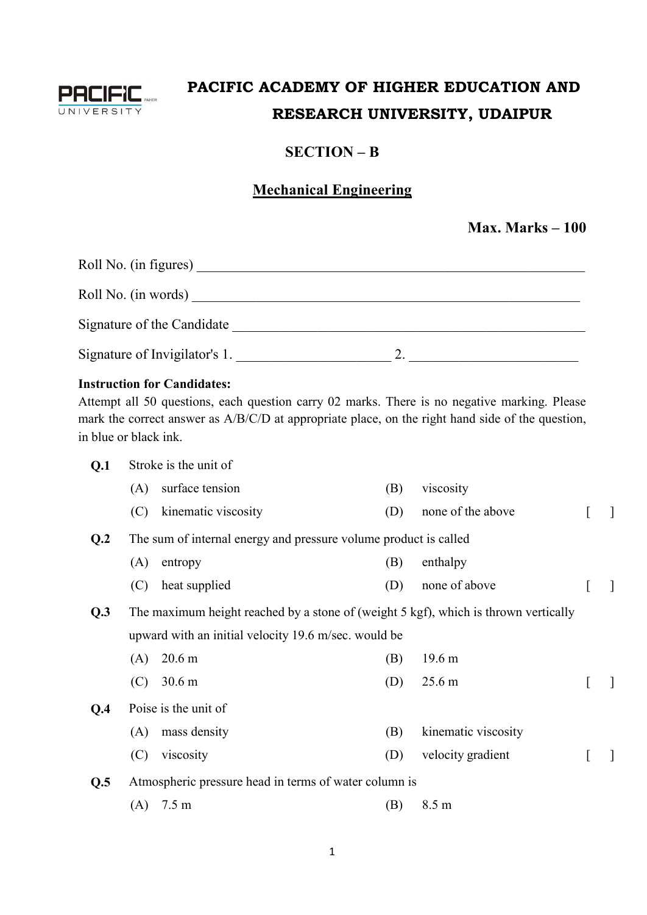# PACIFIC ACADEMY OF HIGHER EDUCATION AND RESEARCH UNIVERSITY, UDAIPUR

## SECTION – B

## Mechanical Engineering

**Max. Marks – 100**

Roll No. (in figures) ____________________________________________________________

Roll No. (in words) ____________________________________________________________

Signature of the Candidate ______________________________________________________

Signature of Invigilator's 1. ______________________ 2. ________________________

**Instruction for Candidates:**

Attempt all 50 questions, each question carry 02 marks. There is no negative marking. Please mark the correct answer as A/B/C/D at appropriate place, on the right hand side of the question, in blue or black ink.

**Q.1** Stroke is the unit of

(A) surface tension (B) viscosity

(C) kinematic viscosity (D) none of the above [ ]

**Q.2** The sum of internal energy and pressure volume product is called

(A) entropy (B) enthalpy

(C) heat supplied (D) none of above [ ]

**Q.3** The maximum height reached by a stone of (weight 5 kgf), which is thrown vertically upward with an initial velocity 19.6 m/sec. would be

(A) 20.6 m (B) 19.6 m

(C) 30.6 m (D) 25.6 m [ ]

**Q.4** Poise is the unit of

(A) mass density (B) kinematic viscosity

(C) viscosity (D) velocity gradient [ ]

**Q.5** Atmospheric pressure head in terms of water column is

(A) 7.5 m (B) 8.5 m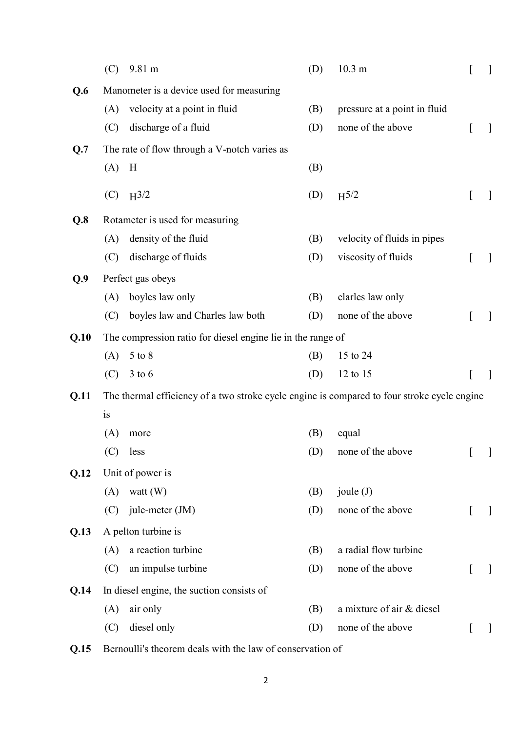(C) 9.81 m (D) 10.3 m [ ]

**Q.6** Manometer is a device used for measuring

(A) velocity at a point in fluid (B) pressure at a point in fluid

(C) discharge of a fluid (D) none of the above [ ]

**Q.7** The rate of flow through a V-notch varies as

(A) H (B)

(C) $H^{3/2}$ (D) $H^{5/2}$ [ ]

**Q.8** Rotameter is used for measuring

(A) density of the fluid (B) velocity of fluids in pipes

(C) discharge of fluids (D) viscosity of fluids [ ]

**Q.9** Perfect gas obeys

(A) boyles law only (B) clarles law only

(C) boyles law and Charles law both (D) none of the above [ ]

**Q.10** The compression ratio for diesel engine lie in the range of

(A) 5 to 8 (B) 15 to 24

(C) 3 to 6 (D) 12 to 15 [ ]

**Q.11** The thermal efficiency of a two stroke cycle engine is compared to four stroke cycle engine is

(A) more (B) equal

(C) less (D) none of the above [ ]

**Q.12** Unit of power is

(A) watt (W) (B) joule (J)

(C) jule-meter (JM) (D) none of the above [ ]

**Q.13** A pelton turbine is

(A) a reaction turbine (B) a radial flow turbine

(C) an impulse turbine (D) none of the above [ ]

**Q.14** In diesel engine, the suction consists of

(A) air only (B) a mixture of air & diesel

(C) diesel only (D) none of the above [ ]

**Q.15** Bernoulli's theorem deals with the law of conservation of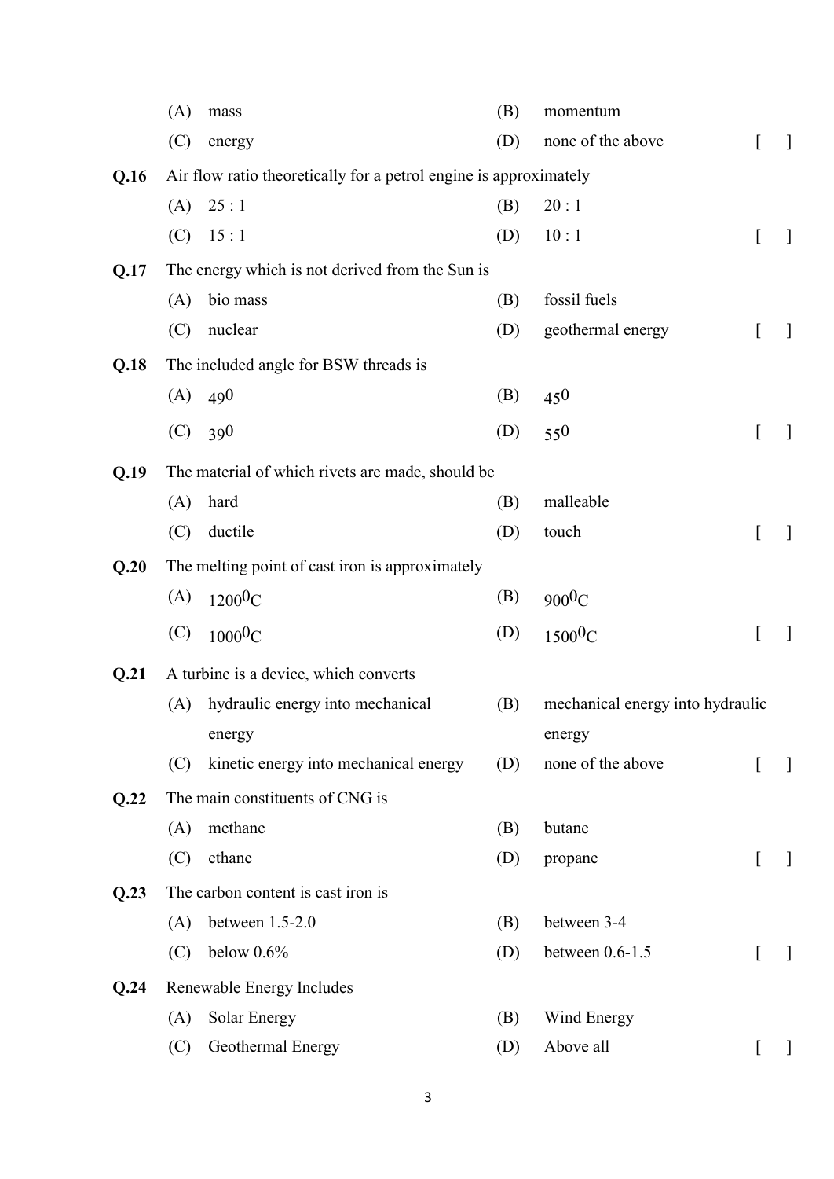(A) mass (B) momentum

(C) energy (D) none of the above [ ]

**Q.16** Air flow ratio theoretically for a petrol engine is approximately

(A) 25 : 1 (B) 20 : 1

(C) 15 : 1 (D) 10 : 1 [ ]

**Q.17** The energy which is not derived from the Sun is

(A) bio mass (B) fossil fuels

(C) nuclear (D) geothermal energy [ ]

**Q.18** The included angle for BSW threads is

(A) $49^0$ (B) $45^0$

(C) $39^0$ (D) $55^0$ [ ]

**Q.19** The material of which rivets are made, should be

(A) hard (B) malleable

(C) ductile (D) touch [ ]

**Q.20** The melting point of cast iron is approximately

(A) $1200^0$C (B) $900^0$C

(C) $1000^0$C (D) $1500^0$C [ ]

**Q.21** A turbine is a device, which converts

(A) hydraulic energy into mechanical energy (B) mechanical energy into hydraulic energy

(C) kinetic energy into mechanical energy (D) none of the above [ ]

**Q.22** The main constituents of CNG is

(A) methane (B) butane

(C) ethane (D) propane [ ]

**Q.23** The carbon content is cast iron is

(A) between 1.5-2.0 (B) between 3-4

(C) below 0.6% (D) between 0.6-1.5 [ ]

**Q.24** Renewable Energy Includes

(A) Solar Energy (B) Wind Energy

(C) Geothermal Energy (D) Above all [ ]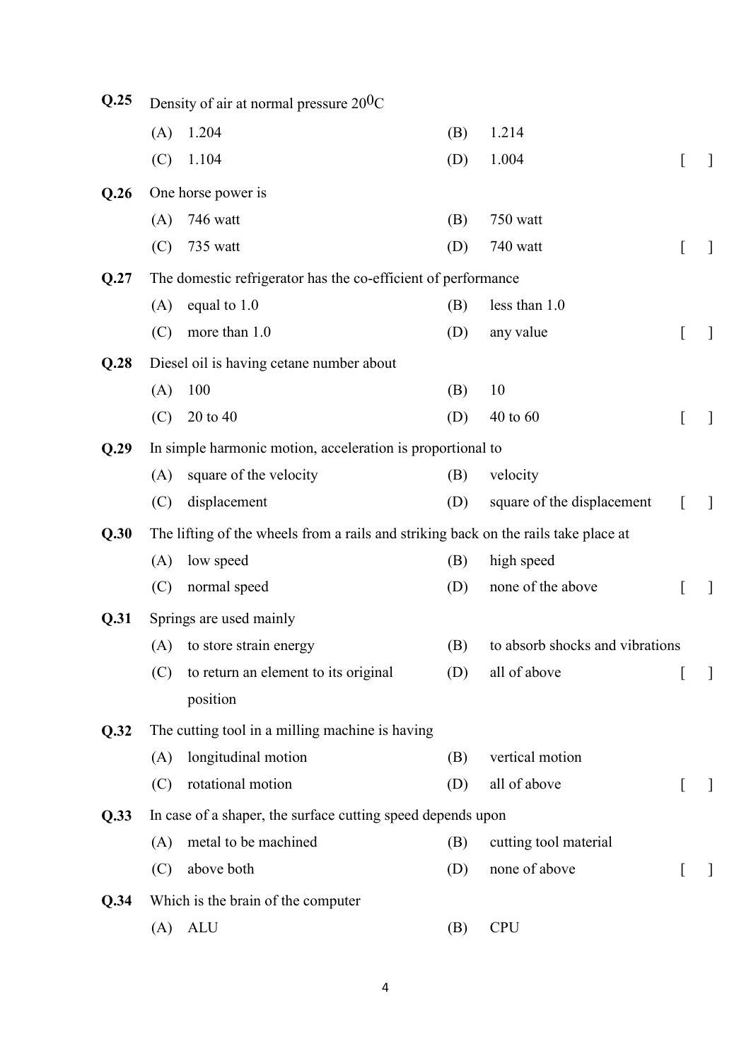**Q.25** Density of air at normal pressure $20^0$C

(A) 1.204 (B) 1.214

(C) 1.104 (D) 1.004 [ ]

**Q.26** One horse power is

(A) 746 watt (B) 750 watt

(C) 735 watt (D) 740 watt [ ]

**Q.27** The domestic refrigerator has the co-efficient of performance

(A) equal to 1.0 (B) less than 1.0

(C) more than 1.0 (D) any value [ ]

**Q.28** Diesel oil is having cetane number about

(A) 100 (B) 10

(C) 20 to 40 (D) 40 to 60 [ ]

**Q.29** In simple harmonic motion, acceleration is proportional to

(A) square of the velocity (B) velocity

(C) displacement (D) square of the displacement [ ]

**Q.30** The lifting of the wheels from a rails and striking back on the rails take place at

(A) low speed (B) high speed

(C) normal speed (D) none of the above [ ]

**Q.31** Springs are used mainly

(A) to store strain energy (B) to absorb shocks and vibrations

(C) to return an element to its original position (D) all of above [ ]

**Q.32** The cutting tool in a milling machine is having

(A) longitudinal motion (B) vertical motion

(C) rotational motion (D) all of above [ ]

**Q.33** In case of a shaper, the surface cutting speed depends upon

(A) metal to be machined (B) cutting tool material

(C) above both (D) none of above [ ]

**Q.34** Which is the brain of the computer

(A) ALU (B) CPU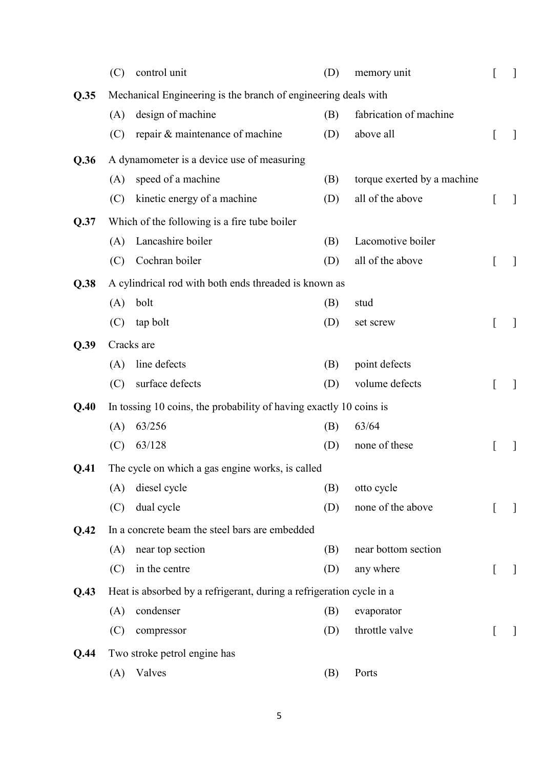(C) control unit (D) memory unit [ ]

**Q.35** Mechanical Engineering is the branch of engineering deals with

(A) design of machine (B) fabrication of machine

(C) repair & maintenance of machine (D) above all [ ]

**Q.36** A dynamometer is a device use of measuring

(A) speed of a machine (B) torque exerted by a machine

(C) kinetic energy of a machine (D) all of the above [ ]

**Q.37** Which of the following is a fire tube boiler

(A) Lancashire boiler (B) Lacomotive boiler

(C) Cochran boiler (D) all of the above [ ]

**Q.38** A cylindrical rod with both ends threaded is known as

(A) bolt (B) stud

(C) tap bolt (D) set screw [ ]

**Q.39** Cracks are

(A) line defects (B) point defects

(C) surface defects (D) volume defects [ ]

**Q.40** In tossing 10 coins, the probability of having exactly 10 coins is

(A) 63/256 (B) 63/64

(C) 63/128 (D) none of these [ ]

**Q.41** The cycle on which a gas engine works, is called

(A) diesel cycle (B) otto cycle

(C) dual cycle (D) none of the above [ ]

**Q.42** In a concrete beam the steel bars are embedded

(A) near top section (B) near bottom section

(C) in the centre (D) any where [ ]

**Q.43** Heat is absorbed by a refrigerant, during a refrigeration cycle in a

(A) condenser (B) evaporator

(C) compressor (D) throttle valve [ ]

**Q.44** Two stroke petrol engine has

(A) Valves (B) Ports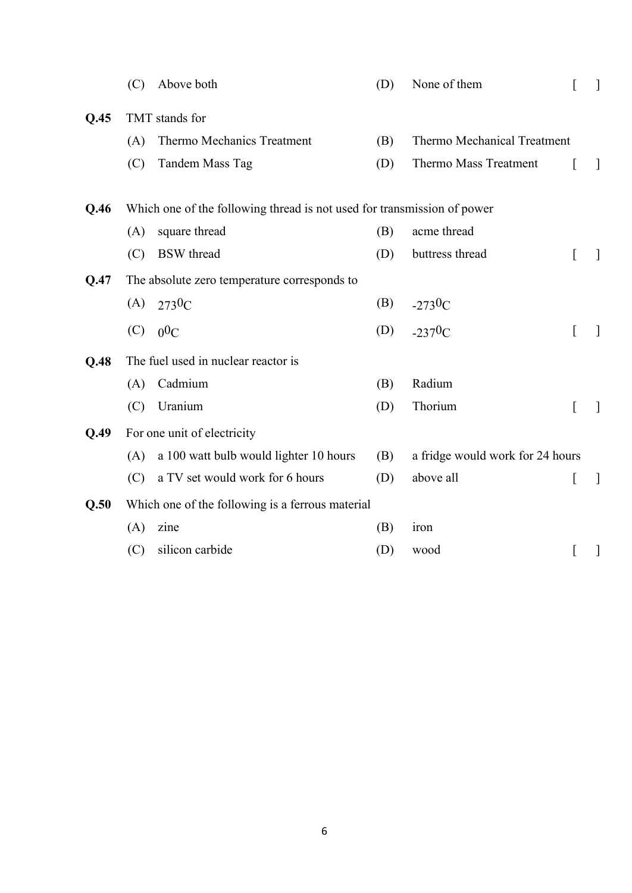(C) Above both (D) None of them [ ]

**Q.45** TMT stands for

(A) Thermo Mechanics Treatment (B) Thermo Mechanical Treatment

(C) Tandem Mass Tag (D) Thermo Mass Treatment [ ]

**Q.46** Which one of the following thread is not used for transmission of power

(A) square thread (B) acme thread

(C) BSW thread (D) buttress thread [ ]

**Q.47** The absolute zero temperature corresponds to

(A) $273^0$C (B) $-273^0$C

(C) $0^0$C (D) $-237^0$C [ ]

**Q.48** The fuel used in nuclear reactor is

(A) Cadmium (B) Radium

(C) Uranium (D) Thorium [ ]

**Q.49** For one unit of electricity

(A) a 100 watt bulb would lighter 10 hours (B) a fridge would work for 24 hours

(C) a TV set would work for 6 hours (D) above all [ ]

**Q.50** Which one of the following is a ferrous material

(A) zine (B) iron

(C) silicon carbide (D) wood [ ]